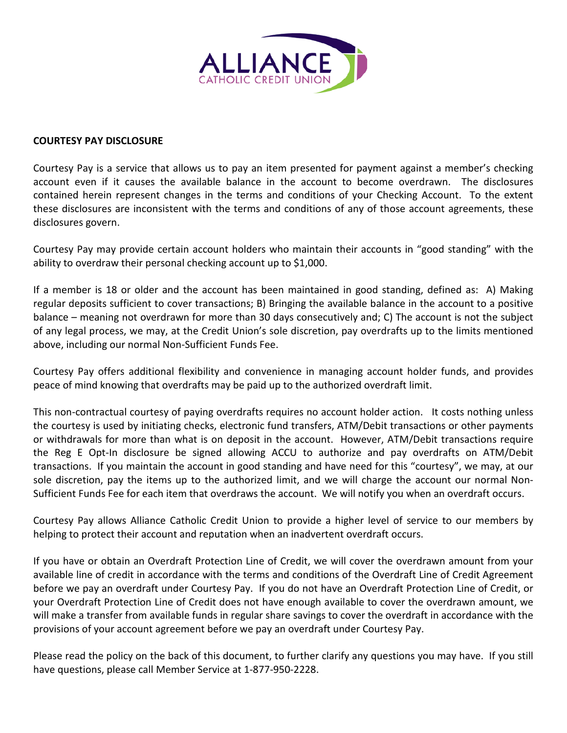ALLIANCE
CATHOLIC CREDIT UNION

**COURTESY PAY DISCLOSURE**

Courtesy Pay is a service that allows us to pay an item presented for payment against a member's checking account even if it causes the available balance in the account to become overdrawn. The disclosures contained herein represent changes in the terms and conditions of your Checking Account. To the extent these disclosures are inconsistent with the terms and conditions of any of those account agreements, these disclosures govern.

Courtesy Pay may provide certain account holders who maintain their accounts in "good standing" with the ability to overdraw their personal checking account up to $1,000.

If a member is 18 or older and the account has been maintained in good standing, defined as: A) Making regular deposits sufficient to cover transactions; B) Bringing the available balance in the account to a positive balance – meaning not overdrawn for more than 30 days consecutively and; C) The account is not the subject of any legal process, we may, at the Credit Union's sole discretion, pay overdrafts up to the limits mentioned above, including our normal Non-Sufficient Funds Fee.

Courtesy Pay offers additional flexibility and convenience in managing account holder funds, and provides peace of mind knowing that overdrafts may be paid up to the authorized overdraft limit.

This non-contractual courtesy of paying overdrafts requires no account holder action. It costs nothing unless the courtesy is used by initiating checks, electronic fund transfers, ATM/Debit transactions or other payments or withdrawals for more than what is on deposit in the account. However, ATM/Debit transactions require the Reg E Opt-In disclosure be signed allowing ACCU to authorize and pay overdrafts on ATM/Debit transactions. If you maintain the account in good standing and have need for this "courtesy", we may, at our sole discretion, pay the items up to the authorized limit, and we will charge the account our normal Non-Sufficient Funds Fee for each item that overdraws the account. We will notify you when an overdraft occurs.

Courtesy Pay allows Alliance Catholic Credit Union to provide a higher level of service to our members by helping to protect their account and reputation when an inadvertent overdraft occurs.

If you have or obtain an Overdraft Protection Line of Credit, we will cover the overdrawn amount from your available line of credit in accordance with the terms and conditions of the Overdraft Line of Credit Agreement before we pay an overdraft under Courtesy Pay. If you do not have an Overdraft Protection Line of Credit, or your Overdraft Protection Line of Credit does not have enough available to cover the overdrawn amount, we will make a transfer from available funds in regular share savings to cover the overdraft in accordance with the provisions of your account agreement before we pay an overdraft under Courtesy Pay.

Please read the policy on the back of this document, to further clarify any questions you may have. If you still have questions, please call Member Service at 1-877-950-2228.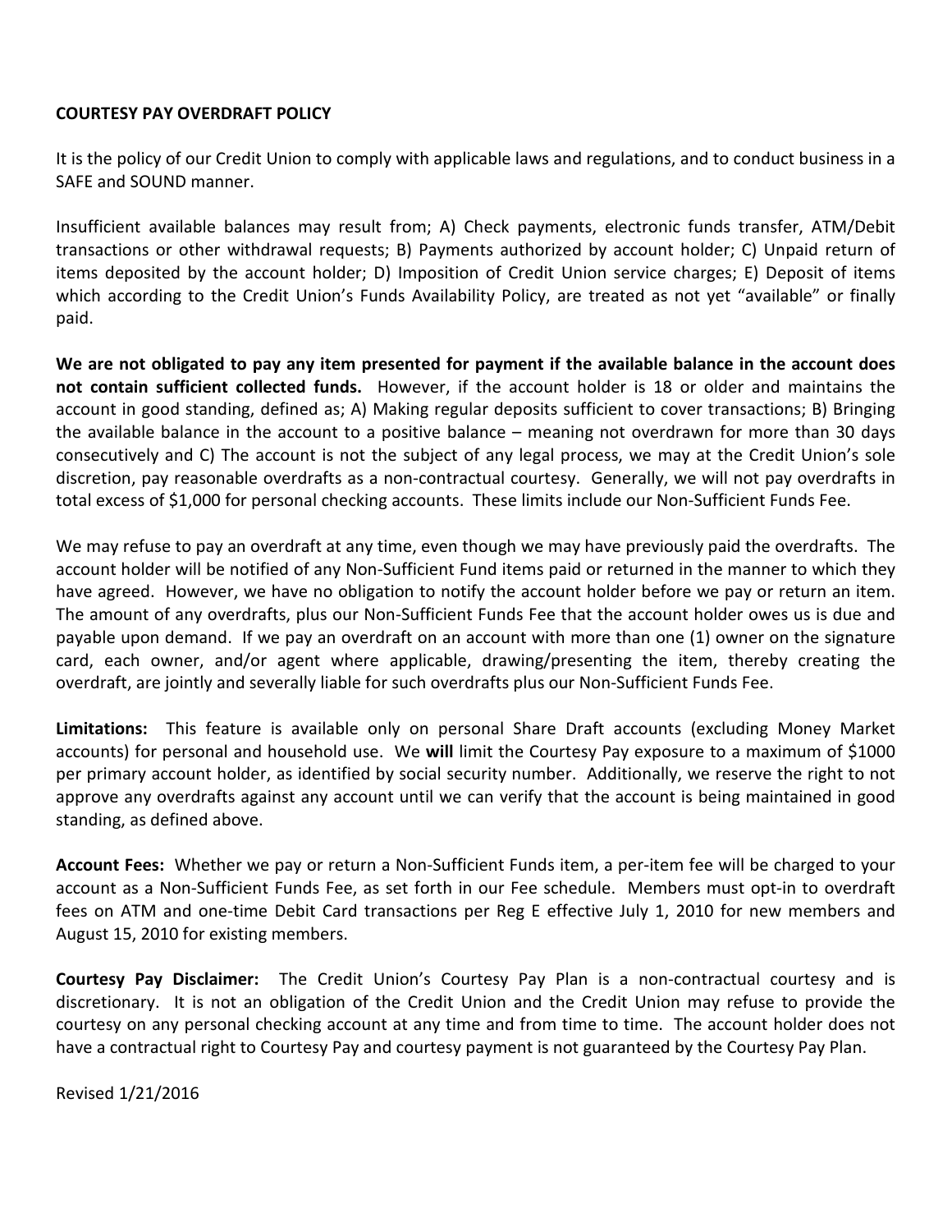**COURTESY PAY OVERDRAFT POLICY**

It is the policy of our Credit Union to comply with applicable laws and regulations, and to conduct business in a SAFE and SOUND manner.

Insufficient available balances may result from; A) Check payments, electronic funds transfer, ATM/Debit transactions or other withdrawal requests; B) Payments authorized by account holder; C) Unpaid return of items deposited by the account holder; D) Imposition of Credit Union service charges; E) Deposit of items which according to the Credit Union's Funds Availability Policy, are treated as not yet "available" or finally paid.

**We are not obligated to pay any item presented for payment if the available balance in the account does not contain sufficient collected funds.** However, if the account holder is 18 or older and maintains the account in good standing, defined as; A) Making regular deposits sufficient to cover transactions; B) Bringing the available balance in the account to a positive balance – meaning not overdrawn for more than 30 days consecutively and C) The account is not the subject of any legal process, we may at the Credit Union's sole discretion, pay reasonable overdrafts as a non-contractual courtesy. Generally, we will not pay overdrafts in total excess of $1,000 for personal checking accounts. These limits include our Non-Sufficient Funds Fee.

We may refuse to pay an overdraft at any time, even though we may have previously paid the overdrafts. The account holder will be notified of any Non-Sufficient Fund items paid or returned in the manner to which they have agreed. However, we have no obligation to notify the account holder before we pay or return an item. The amount of any overdrafts, plus our Non-Sufficient Funds Fee that the account holder owes us is due and payable upon demand. If we pay an overdraft on an account with more than one (1) owner on the signature card, each owner, and/or agent where applicable, drawing/presenting the item, thereby creating the overdraft, are jointly and severally liable for such overdrafts plus our Non-Sufficient Funds Fee.

**Limitations:** This feature is available only on personal Share Draft accounts (excluding Money Market accounts) for personal and household use. We **will** limit the Courtesy Pay exposure to a maximum of $1000 per primary account holder, as identified by social security number. Additionally, we reserve the right to not approve any overdrafts against any account until we can verify that the account is being maintained in good standing, as defined above.

**Account Fees:** Whether we pay or return a Non-Sufficient Funds item, a per-item fee will be charged to your account as a Non-Sufficient Funds Fee, as set forth in our Fee schedule. Members must opt-in to overdraft fees on ATM and one-time Debit Card transactions per Reg E effective July 1, 2010 for new members and August 15, 2010 for existing members.

**Courtesy Pay Disclaimer:** The Credit Union's Courtesy Pay Plan is a non-contractual courtesy and is discretionary. It is not an obligation of the Credit Union and the Credit Union may refuse to provide the courtesy on any personal checking account at any time and from time to time. The account holder does not have a contractual right to Courtesy Pay and courtesy payment is not guaranteed by the Courtesy Pay Plan.

Revised 1/21/2016